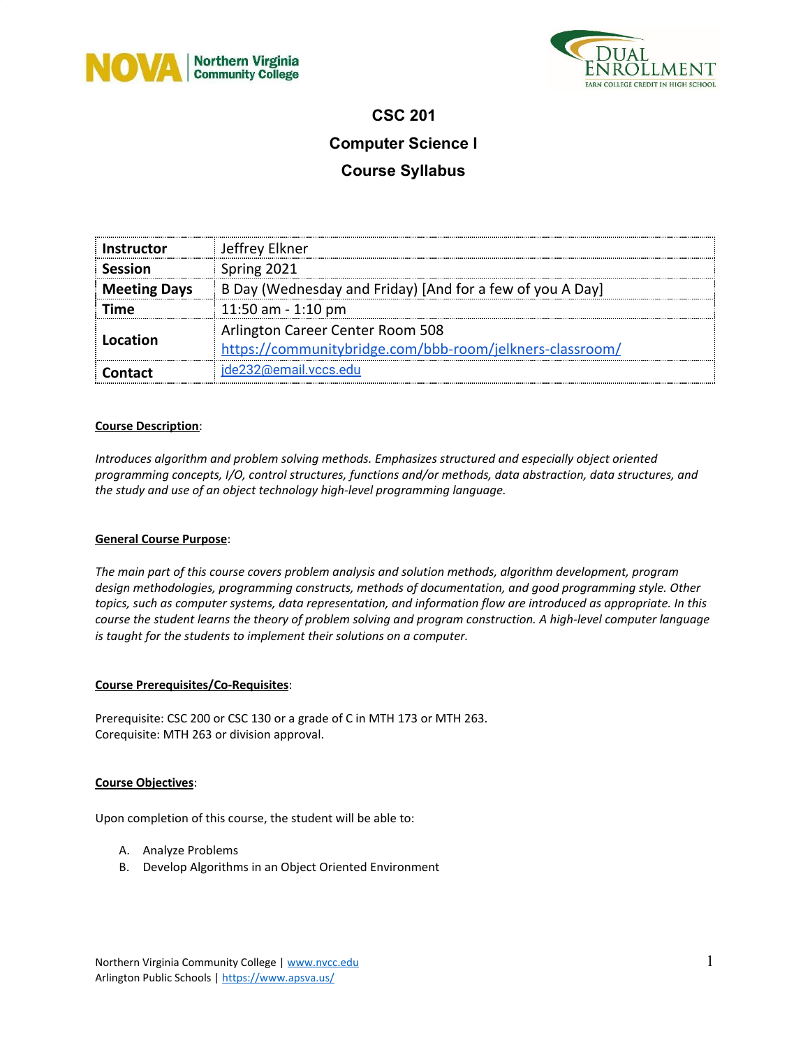# CSC 201

## Computer Science I

## Course Syllabus

| | |
|---|---|
| **Instructor** | Jeffrey Elkner |
| **Session** | Spring 2021 |
| **Meeting Days** | B Day (Wednesday and Friday) [And for a few of you A Day] |
| **Time** | 11:50 am - 1:10 pm |
| **Location** | Arlington Career Center Room 508<br>https://communitybridge.com/bbb-room/jelkners-classroom/ |
| **Contact** | jde232@email.vccs.edu |

**Course Description**:

*Introduces algorithm and problem solving methods. Emphasizes structured and especially object oriented programming concepts, I/O, control structures, functions and/or methods, data abstraction, data structures, and the study and use of an object technology high-level programming language.*

**General Course Purpose**:

*The main part of this course covers problem analysis and solution methods, algorithm development, program design methodologies, programming constructs, methods of documentation, and good programming style. Other topics, such as computer systems, data representation, and information flow are introduced as appropriate. In this course the student learns the theory of problem solving and program construction. A high-level computer language is taught for the students to implement their solutions on a computer.*

**Course Prerequisites/Co-Requisites**:

Prerequisite: CSC 200 or CSC 130 or a grade of C in MTH 173 or MTH 263.
Corequisite: MTH 263 or division approval.

**Course Objectives**:

Upon completion of this course, the student will be able to:

A. Analyze Problems
B. Develop Algorithms in an Object Oriented Environment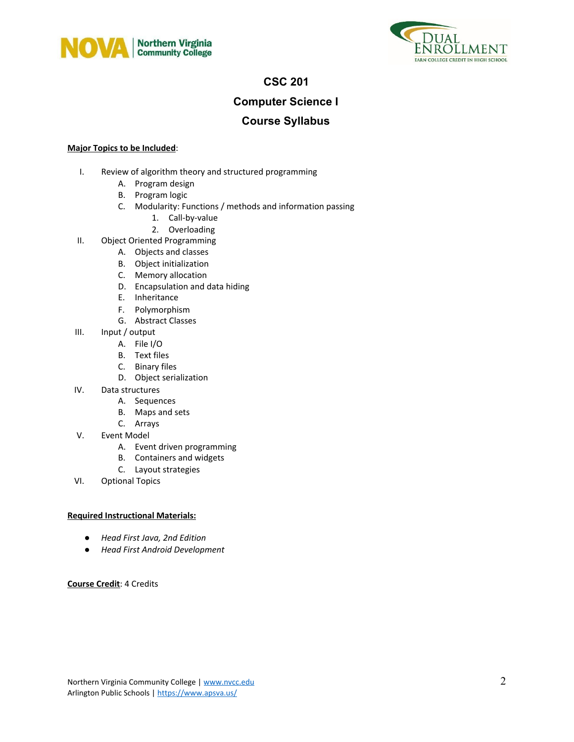# CSC 201

# Computer Science I

# Course Syllabus

**Major Topics to be Included**:

I. Review of algorithm theory and structured programming
   A. Program design
   B. Program logic
   C. Modularity: Functions / methods and information passing
      1. Call-by-value
      2. Overloading

II. Object Oriented Programming
   A. Objects and classes
   B. Object initialization
   C. Memory allocation
   D. Encapsulation and data hiding
   E. Inheritance
   F. Polymorphism
   G. Abstract Classes

III. Input / output
   A. File I/O
   B. Text files
   C. Binary files
   D. Object serialization

IV. Data structures
   A. Sequences
   B. Maps and sets
   C. Arrays

V. Event Model
   A. Event driven programming
   B. Containers and widgets
   C. Layout strategies

VI. Optional Topics

**Required Instructional Materials:**

- *Head First Java, 2nd Edition*
- *Head First Android Development*

**Course Credit**: 4 Credits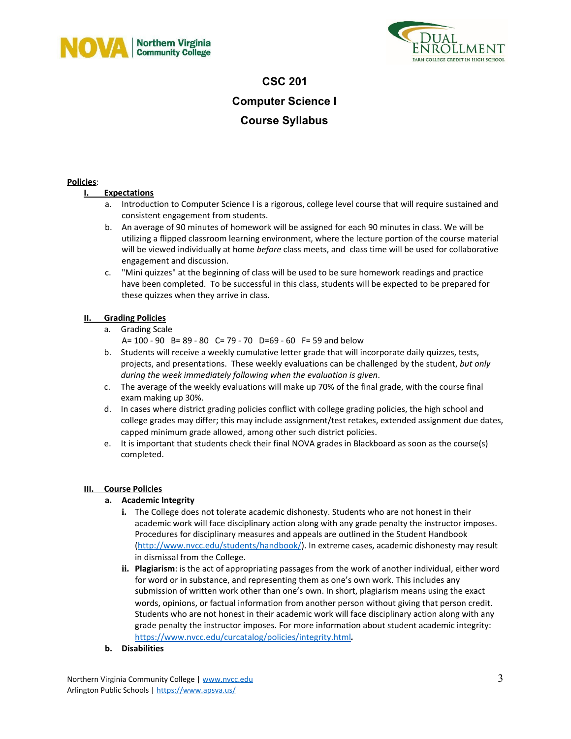# CSC 201

# Computer Science I

# Course Syllabus

**Policies**:

**I. Expectations**

a. Introduction to Computer Science I is a rigorous, college level course that will require sustained and consistent engagement from students.

b. An average of 90 minutes of homework will be assigned for each 90 minutes in class. We will be utilizing a flipped classroom learning environment, where the lecture portion of the course material will be viewed individually at home *before* class meets, and class time will be used for collaborative engagement and discussion.

c. "Mini quizzes" at the beginning of class will be used to be sure homework readings and practice have been completed. To be successful in this class, students will be expected to be prepared for these quizzes when they arrive in class.

**II. Grading Policies**

a. Grading Scale
A= 100 - 90 B= 89 - 80 C= 79 - 70 D=69 - 60 F= 59 and below

b. Students will receive a weekly cumulative letter grade that will incorporate daily quizzes, tests, projects, and presentations. These weekly evaluations can be challenged by the student, *but only during the week immediately following when the evaluation is given*.

c. The average of the weekly evaluations will make up 70% of the final grade, with the course final exam making up 30%.

d. In cases where district grading policies conflict with college grading policies, the high school and college grades may differ; this may include assignment/test retakes, extended assignment due dates, capped minimum grade allowed, among other such district policies.

e. It is important that students check their final NOVA grades in Blackboard as soon as the course(s) completed.

**III. Course Policies**

**a. Academic Integrity**

**i.** The College does not tolerate academic dishonesty. Students who are not honest in their academic work will face disciplinary action along with any grade penalty the instructor imposes. Procedures for disciplinary measures and appeals are outlined in the Student Handbook (http://www.nvcc.edu/students/handbook/). In extreme cases, academic dishonesty may result in dismissal from the College.

**ii. Plagiarism**: is the act of appropriating passages from the work of another individual, either word for word or in substance, and representing them as one's own work. This includes any submission of written work other than one's own. In short, plagiarism means using the exact words, opinions, or factual information from another person without giving that person credit. Students who are not honest in their academic work will face disciplinary action along with any grade penalty the instructor imposes. For more information about student academic integrity: https://www.nvcc.edu/curcatalog/policies/integrity.html.

**b. Disabilities**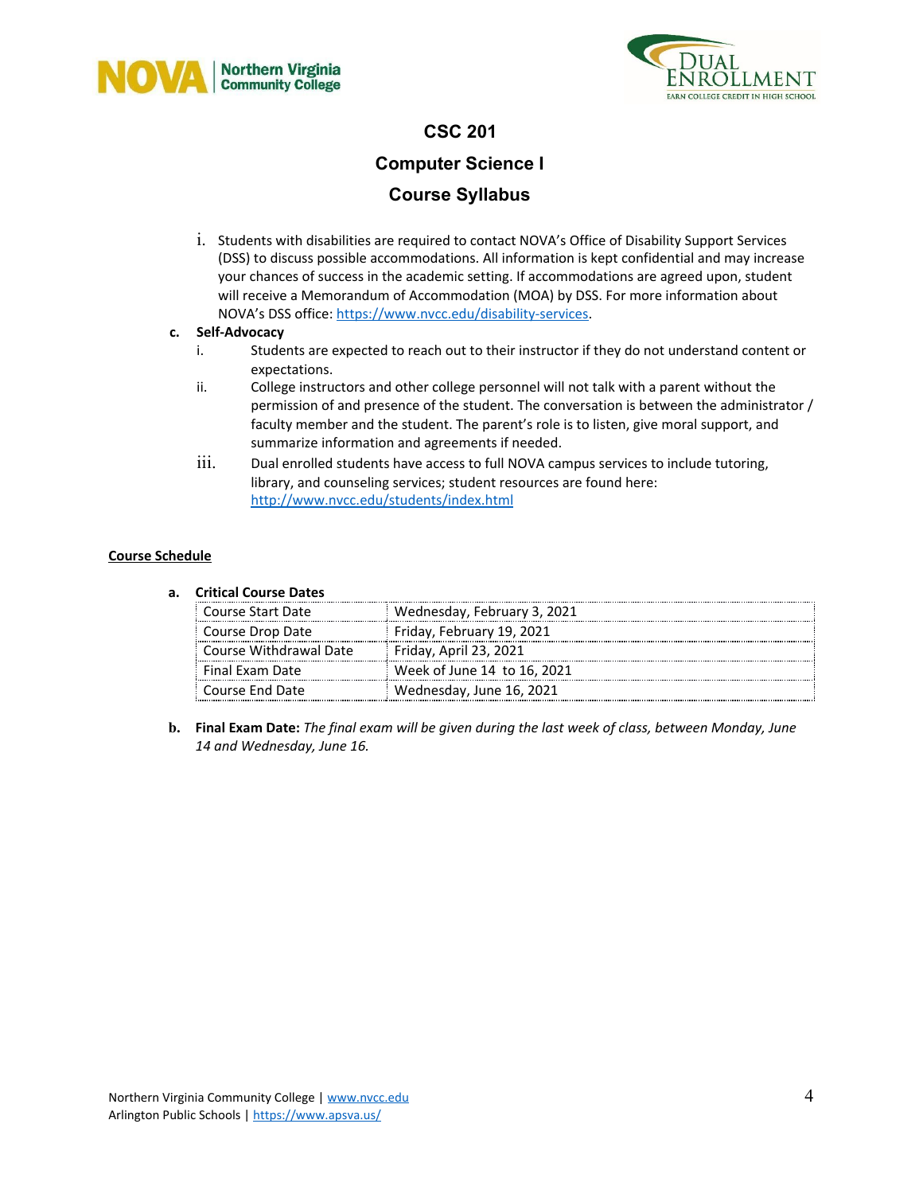# CSC 201

## Computer Science I

## Course Syllabus

i. Students with disabilities are required to contact NOVA's Office of Disability Support Services (DSS) to discuss possible accommodations. All information is kept confidential and may increase your chances of success in the academic setting. If accommodations are agreed upon, student will receive a Memorandum of Accommodation (MOA) by DSS. For more information about NOVA's DSS office: https://www.nvcc.edu/disability-services.

**c. Self-Advocacy**

i. Students are expected to reach out to their instructor if they do not understand content or expectations.

ii. College instructors and other college personnel will not talk with a parent without the permission of and presence of the student. The conversation is between the administrator / faculty member and the student. The parent's role is to listen, give moral support, and summarize information and agreements if needed.

iii. Dual enrolled students have access to full NOVA campus services to include tutoring, library, and counseling services; student resources are found here: http://www.nvcc.edu/students/index.html

**Course Schedule**

**a. Critical Course Dates**

| | |
|---|---|
| Course Start Date | Wednesday, February 3, 2021 |
| Course Drop Date | Friday, February 19, 2021 |
| Course Withdrawal Date | Friday, April 23, 2021 |
| Final Exam Date | Week of June 14 to 16, 2021 |
| Course End Date | Wednesday, June 16, 2021 |

**b. Final Exam Date:** *The final exam will be given during the last week of class, between Monday, June 14 and Wednesday, June 16.*